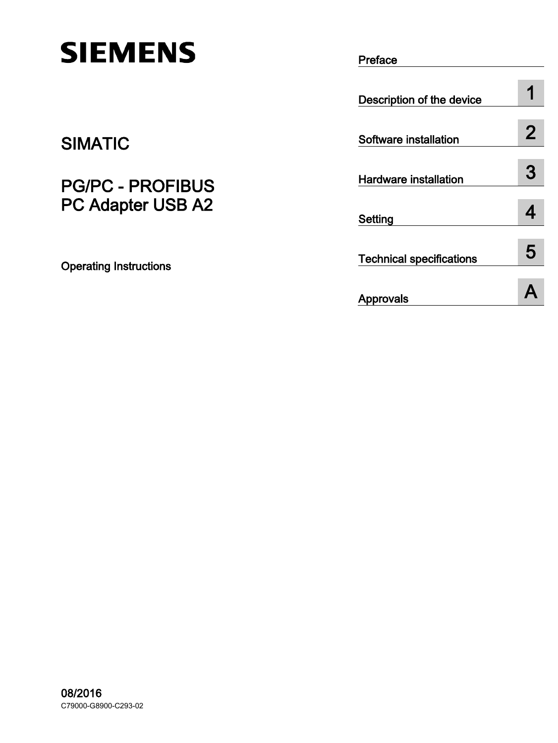SIEMENS

SIMATIC

# PG/PC - PROFIBUS PC Adapter USB A2

Operating Instructions

| | |
|---|---|
| Preface | |
| Description of the device | 1 |
| Software installation | 2 |
| Hardware installation | 3 |
| Setting | 4 |
| Technical specifications | 5 |
| Approvals | A |

08/2016

C79000-G8900-C293-02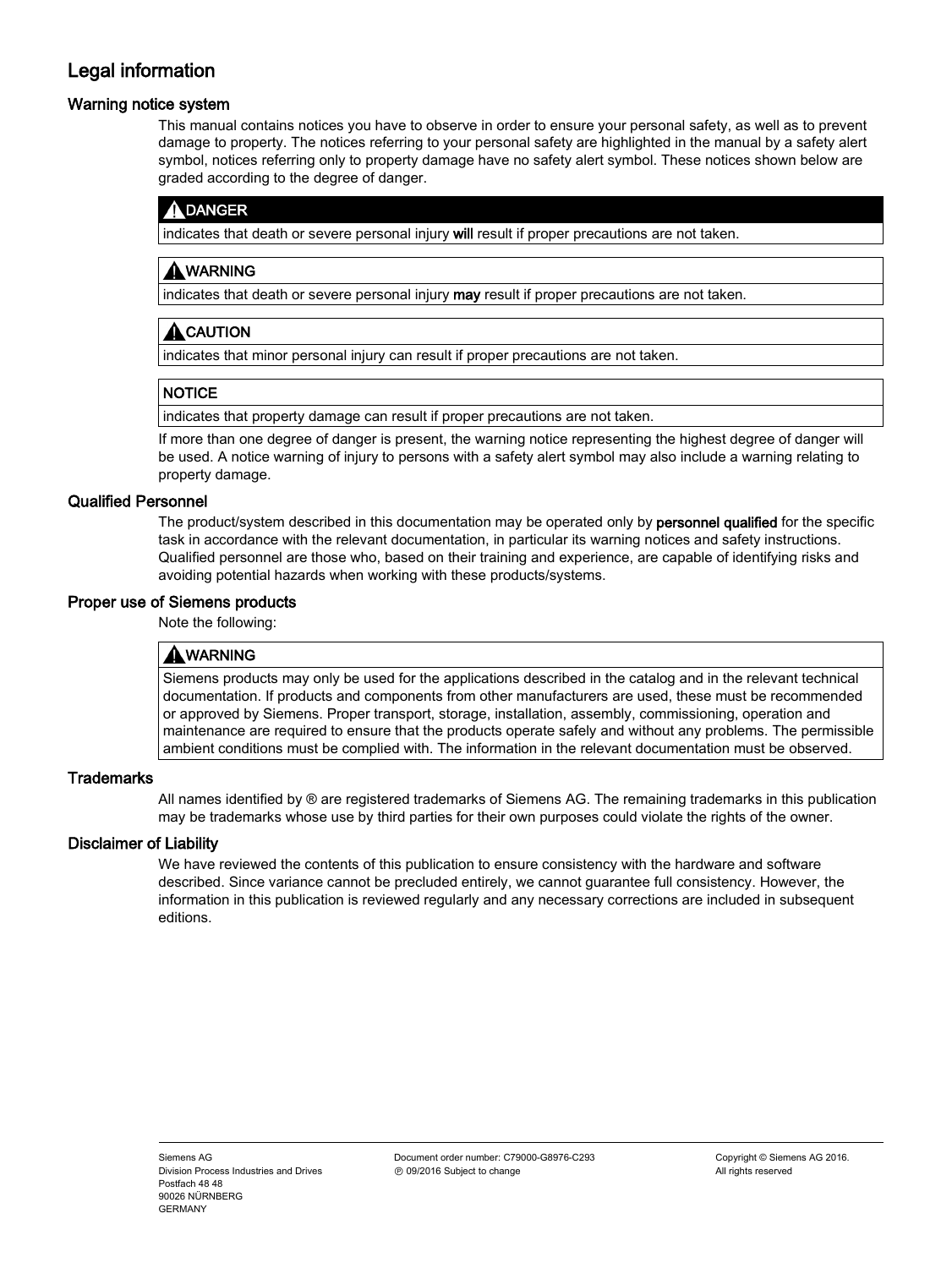# Legal information

## Warning notice system

This manual contains notices you have to observe in order to ensure your personal safety, as well as to prevent damage to property. The notices referring to your personal safety are highlighted in the manual by a safety alert symbol, notices referring only to property damage have no safety alert symbol. These notices shown below are graded according to the degree of danger.

| ⚠DANGER |
| --- |
| indicates that death or severe personal injury **will** result if proper precautions are not taken. |

| ⚠WARNING |
| --- |
| indicates that death or severe personal injury **may** result if proper precautions are not taken. |

| ⚠CAUTION |
| --- |
| indicates that minor personal injury can result if proper precautions are not taken. |

| NOTICE |
| --- |
| indicates that property damage can result if proper precautions are not taken. |

If more than one degree of danger is present, the warning notice representing the highest degree of danger will be used. A notice warning of injury to persons with a safety alert symbol may also include a warning relating to property damage.

## Qualified Personnel

The product/system described in this documentation may be operated only by **personnel qualified** for the specific task in accordance with the relevant documentation, in particular its warning notices and safety instructions. Qualified personnel are those who, based on their training and experience, are capable of identifying risks and avoiding potential hazards when working with these products/systems.

## Proper use of Siemens products

Note the following:

| ⚠WARNING |
| --- |
| Siemens products may only be used for the applications described in the catalog and in the relevant technical documentation. If products and components from other manufacturers are used, these must be recommended or approved by Siemens. Proper transport, storage, installation, assembly, commissioning, operation and maintenance are required to ensure that the products operate safely and without any problems. The permissible ambient conditions must be complied with. The information in the relevant documentation must be observed. |

## Trademarks

All names identified by ® are registered trademarks of Siemens AG. The remaining trademarks in this publication may be trademarks whose use by third parties for their own purposes could violate the rights of the owner.

## Disclaimer of Liability

We have reviewed the contents of this publication to ensure consistency with the hardware and software described. Since variance cannot be precluded entirely, we cannot guarantee full consistency. However, the information in this publication is reviewed regularly and any necessary corrections are included in subsequent editions.

Siemens AG
Division Process Industries and Drives
Postfach 48 48
90026 NÜRNBERG
GERMANY

Document order number: C79000-G8976-C293
Ⓟ 09/2016 Subject to change

Copyright © Siemens AG 2016.
All rights reserved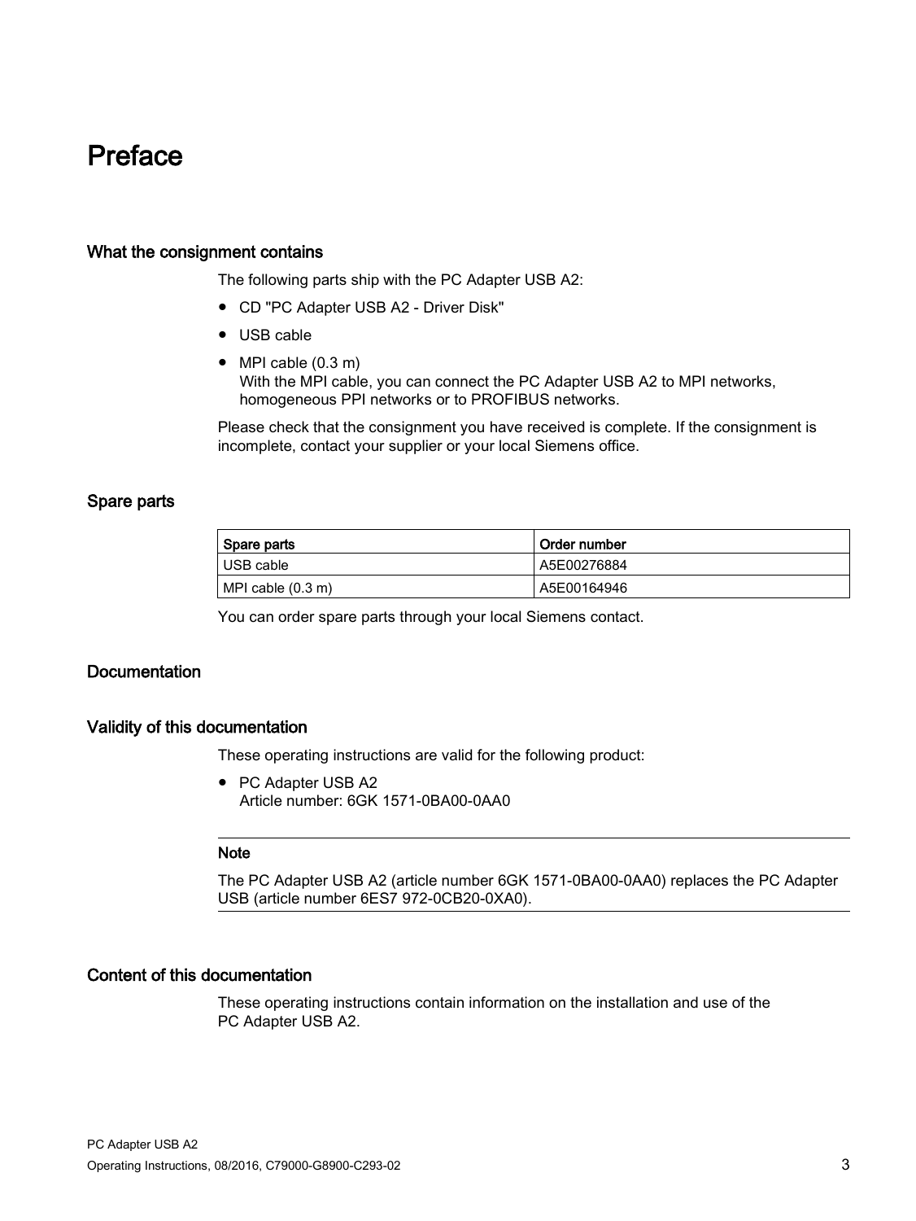# Preface

## What the consignment contains

The following parts ship with the PC Adapter USB A2:

- CD "PC Adapter USB A2 - Driver Disk"
- USB cable
- MPI cable (0.3 m)
  With the MPI cable, you can connect the PC Adapter USB A2 to MPI networks, homogeneous PPI networks or to PROFIBUS networks.

Please check that the consignment you have received is complete. If the consignment is incomplete, contact your supplier or your local Siemens office.

## Spare parts

| Spare parts | Order number |
|---|---|
| USB cable | A5E00276884 |
| MPI cable (0.3 m) | A5E00164946 |

You can order spare parts through your local Siemens contact.

## Documentation

## Validity of this documentation

These operating instructions are valid for the following product:

- PC Adapter USB A2
  Article number: 6GK 1571-0BA00-0AA0

**Note**

The PC Adapter USB A2 (article number 6GK 1571-0BA00-0AA0) replaces the PC Adapter USB (article number 6ES7 972-0CB20-0XA0).

## Content of this documentation

These operating instructions contain information on the installation and use of the PC Adapter USB A2.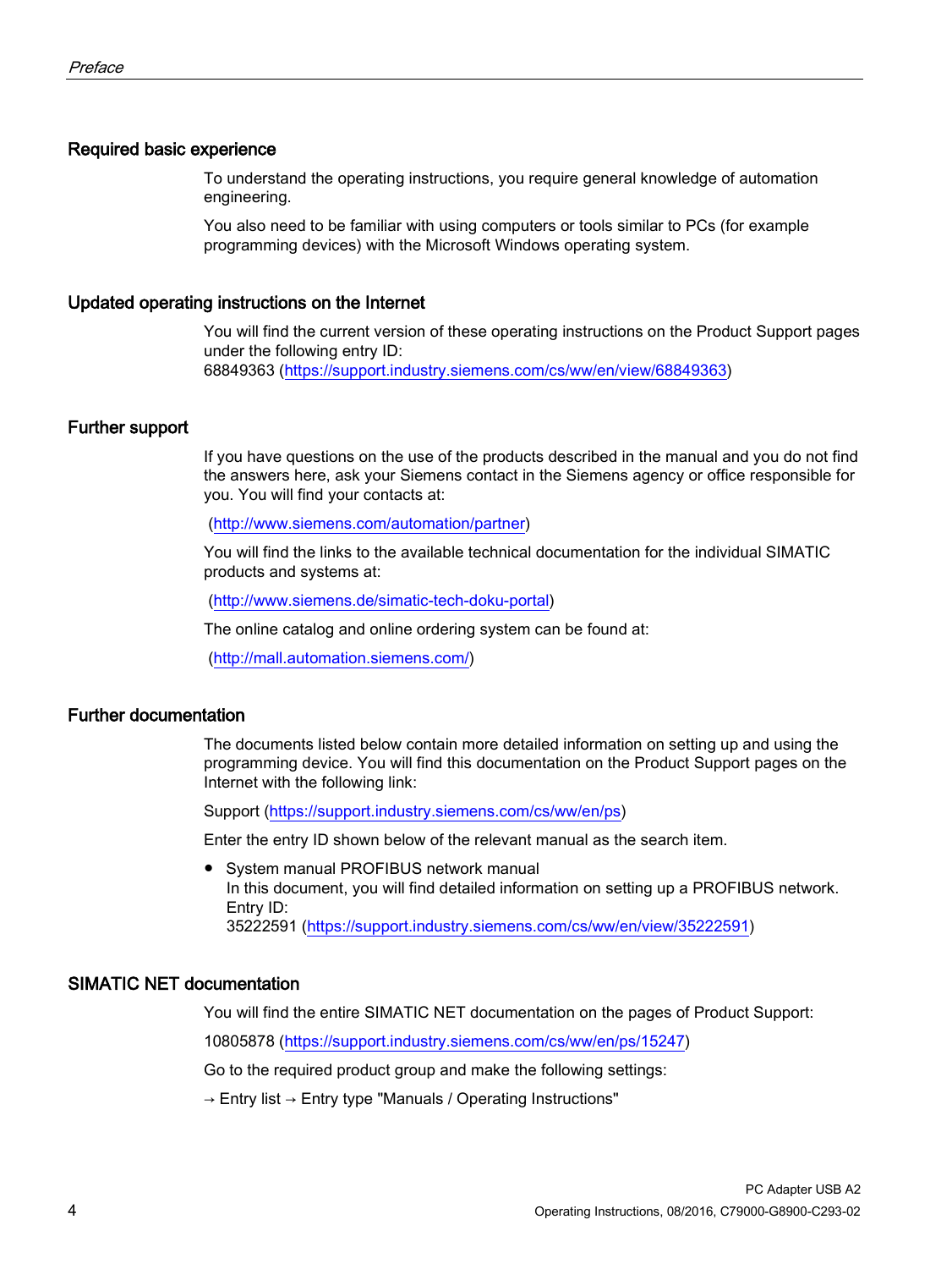## Required basic experience

To understand the operating instructions, you require general knowledge of automation engineering.

You also need to be familiar with using computers or tools similar to PCs (for example programming devices) with the Microsoft Windows operating system.

## Updated operating instructions on the Internet

You will find the current version of these operating instructions on the Product Support pages under the following entry ID:
68849363 (https://support.industry.siemens.com/cs/ww/en/view/68849363)

## Further support

If you have questions on the use of the products described in the manual and you do not find the answers here, ask your Siemens contact in the Siemens agency or office responsible for you. You will find your contacts at:

(http://www.siemens.com/automation/partner)

You will find the links to the available technical documentation for the individual SIMATIC products and systems at:

(http://www.siemens.de/simatic-tech-doku-portal)

The online catalog and online ordering system can be found at:

(http://mall.automation.siemens.com/)

## Further documentation

The documents listed below contain more detailed information on setting up and using the programming device. You will find this documentation on the Product Support pages on the Internet with the following link:

Support (https://support.industry.siemens.com/cs/ww/en/ps)

Enter the entry ID shown below of the relevant manual as the search item.

- System manual PROFIBUS network manual
  In this document, you will find detailed information on setting up a PROFIBUS network.
  Entry ID:
  35222591 (https://support.industry.siemens.com/cs/ww/en/view/35222591)

## SIMATIC NET documentation

You will find the entire SIMATIC NET documentation on the pages of Product Support:

10805878 (https://support.industry.siemens.com/cs/ww/en/ps/15247)

Go to the required product group and make the following settings:

→ Entry list → Entry type "Manuals / Operating Instructions"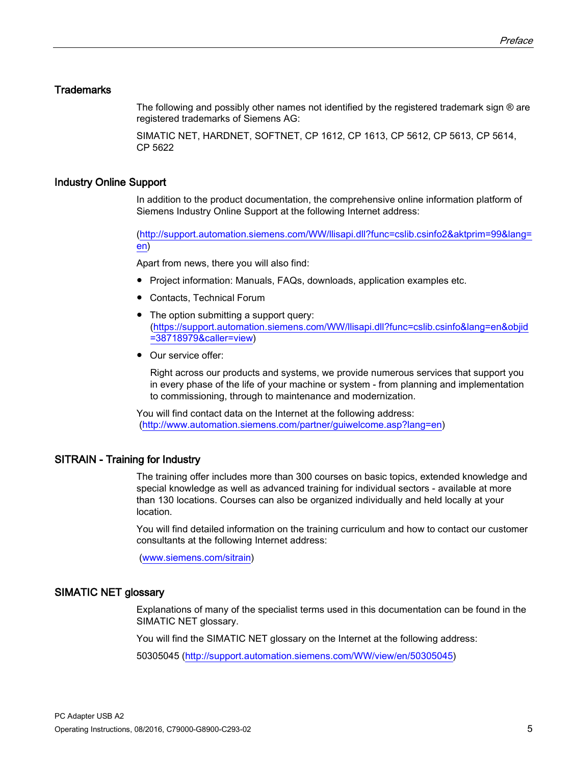## Trademarks

The following and possibly other names not identified by the registered trademark sign ® are registered trademarks of Siemens AG:

SIMATIC NET, HARDNET, SOFTNET, CP 1612, CP 1613, CP 5612, CP 5613, CP 5614, CP 5622

## Industry Online Support

In addition to the product documentation, the comprehensive online information platform of Siemens Industry Online Support at the following Internet address:

(http://support.automation.siemens.com/WW/llisapi.dll?func=cslib.csinfo2&aktprim=99&lang=en)

Apart from news, there you will also find:

- Project information: Manuals, FAQs, downloads, application examples etc.
- Contacts, Technical Forum
- The option submitting a support query: (https://support.automation.siemens.com/WW/llisapi.dll?func=cslib.csinfo&lang=en&objid=38718979&caller=view)
- Our service offer:

  Right across our products and systems, we provide numerous services that support you in every phase of the life of your machine or system - from planning and implementation to commissioning, through to maintenance and modernization.

You will find contact data on the Internet at the following address: (http://www.automation.siemens.com/partner/guiwelcome.asp?lang=en)

## SITRAIN - Training for Industry

The training offer includes more than 300 courses on basic topics, extended knowledge and special knowledge as well as advanced training for individual sectors - available at more than 130 locations. Courses can also be organized individually and held locally at your location.

You will find detailed information on the training curriculum and how to contact our customer consultants at the following Internet address:

(www.siemens.com/sitrain)

## SIMATIC NET glossary

Explanations of many of the specialist terms used in this documentation can be found in the SIMATIC NET glossary.

You will find the SIMATIC NET glossary on the Internet at the following address:

50305045 (http://support.automation.siemens.com/WW/view/en/50305045)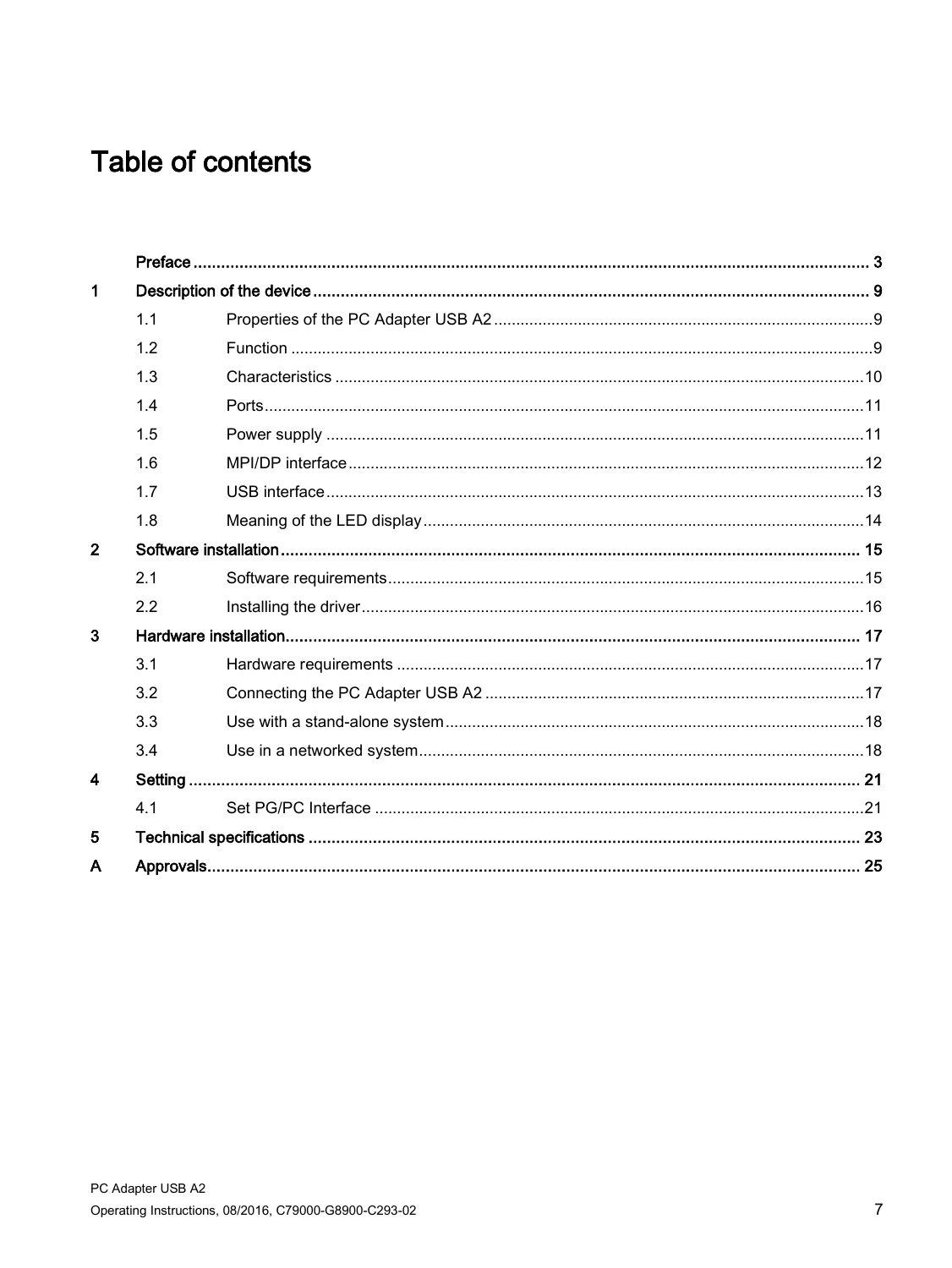# Table of contents

| | | |
|---|---|---|
| **Preface** | | **3** |
| **1** | **Description of the device** | **9** |
| 1.1 | Properties of the PC Adapter USB A2 | 9 |
| 1.2 | Function | 9 |
| 1.3 | Characteristics | 10 |
| 1.4 | Ports | 11 |
| 1.5 | Power supply | 11 |
| 1.6 | MPI/DP interface | 12 |
| 1.7 | USB interface | 13 |
| 1.8 | Meaning of the LED display | 14 |
| **2** | **Software installation** | **15** |
| 2.1 | Software requirements | 15 |
| 2.2 | Installing the driver | 16 |
| **3** | **Hardware installation** | **17** |
| 3.1 | Hardware requirements | 17 |
| 3.2 | Connecting the PC Adapter USB A2 | 17 |
| 3.3 | Use with a stand-alone system | 18 |
| 3.4 | Use in a networked system | 18 |
| **4** | **Setting** | **21** |
| 4.1 | Set PG/PC Interface | 21 |
| **5** | **Technical specifications** | **23** |
| **A** | **Approvals** | **25** |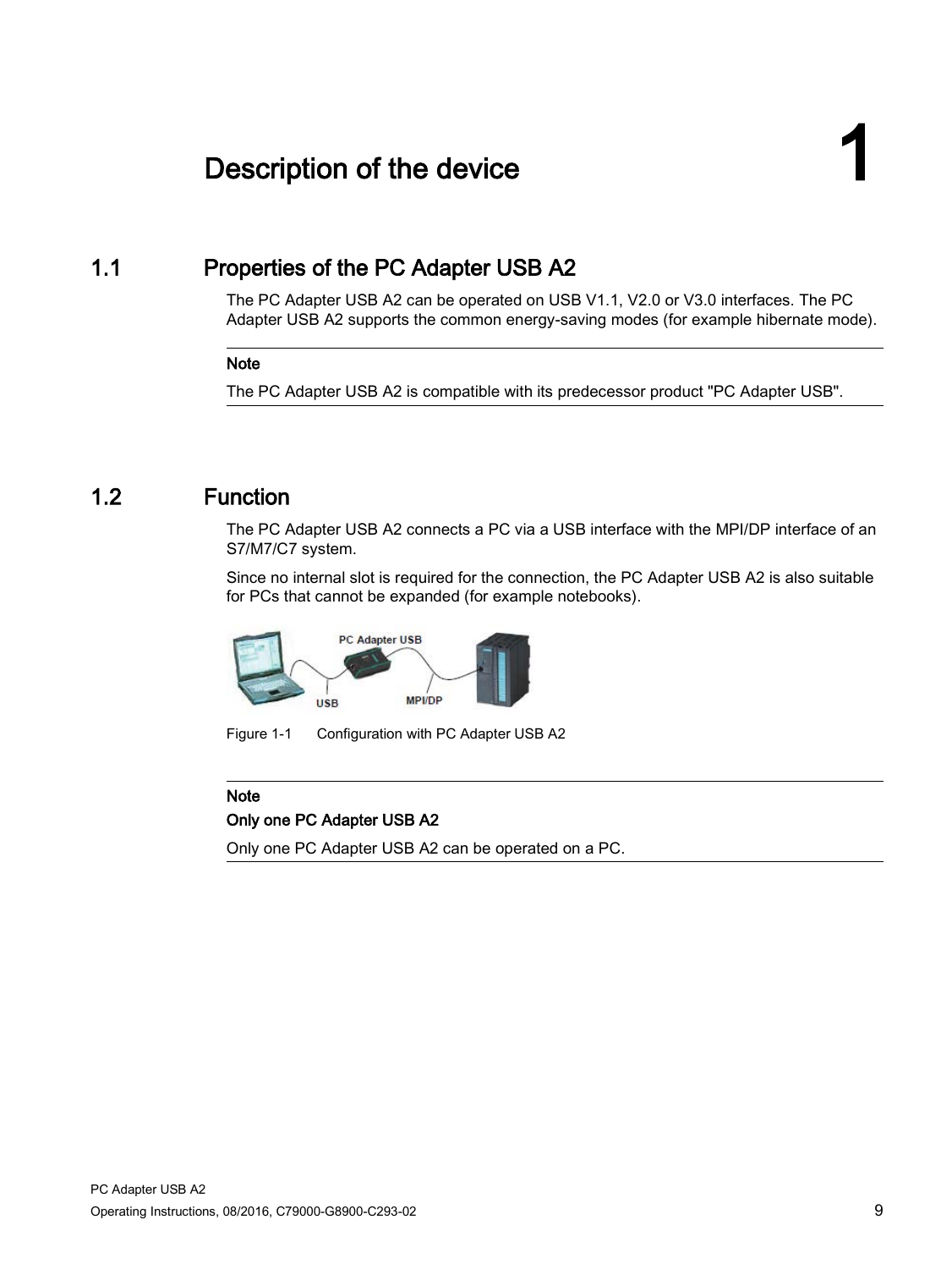# 1 Description of the device

## 1.1 Properties of the PC Adapter USB A2

The PC Adapter USB A2 can be operated on USB V1.1, V2.0 or V3.0 interfaces. The PC Adapter USB A2 supports the common energy-saving modes (for example hibernate mode).

---

**Note**

The PC Adapter USB A2 is compatible with its predecessor product "PC Adapter USB".

---

## 1.2 Function

The PC Adapter USB A2 connects a PC via a USB interface with the MPI/DP interface of an S7/M7/C7 system.

Since no internal slot is required for the connection, the PC Adapter USB A2 is also suitable for PCs that cannot be expanded (for example notebooks).

Figure 1-1 Configuration with PC Adapter USB A2

---

**Note**

**Only one PC Adapter USB A2**

Only one PC Adapter USB A2 can be operated on a PC.

---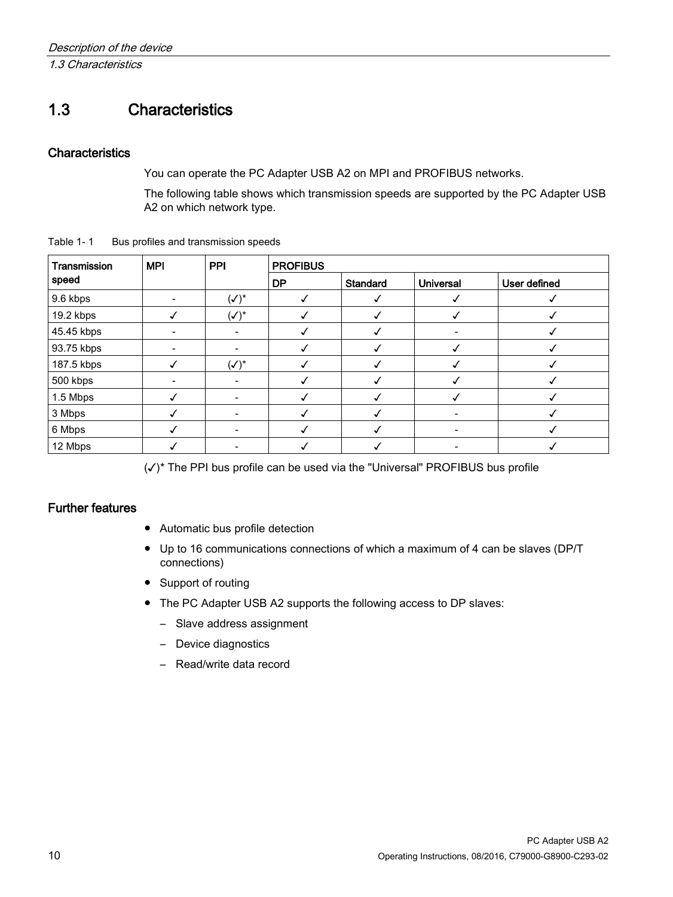## 1.3 Characteristics

### Characteristics

You can operate the PC Adapter USB A2 on MPI and PROFIBUS networks.

The following table shows which transmission speeds are supported by the PC Adapter USB A2 on which network type.

Table 1- 1 Bus profiles and transmission speeds

| Transmission speed | MPI | PPI | PROFIBUS | | | |
|---|---|---|---|---|---|---|
| | | | DP | Standard | Universal | User defined |
| 9.6 kbps | - | (✓)* | ✓ | ✓ | ✓ | ✓ |
| 19.2 kbps | ✓ | (✓)* | ✓ | ✓ | ✓ | ✓ |
| 45.45 kbps | - | - | ✓ | ✓ | - | ✓ |
| 93.75 kbps | - | - | ✓ | ✓ | ✓ | ✓ |
| 187.5 kbps | ✓ | (✓)* | ✓ | ✓ | ✓ | ✓ |
| 500 kbps | - | - | ✓ | ✓ | ✓ | ✓ |
| 1.5 Mbps | ✓ | - | ✓ | ✓ | ✓ | ✓ |
| 3 Mbps | ✓ | - | ✓ | ✓ | - | ✓ |
| 6 Mbps | ✓ | - | ✓ | ✓ | - | ✓ |
| 12 Mbps | ✓ | - | ✓ | ✓ | - | ✓ |

(✓)* The PPI bus profile can be used via the "Universal" PROFIBUS bus profile

### Further features

- Automatic bus profile detection
- Up to 16 communications connections of which a maximum of 4 can be slaves (DP/T connections)
- Support of routing
- The PC Adapter USB A2 supports the following access to DP slaves:
  - Slave address assignment
  - Device diagnostics
  - Read/write data record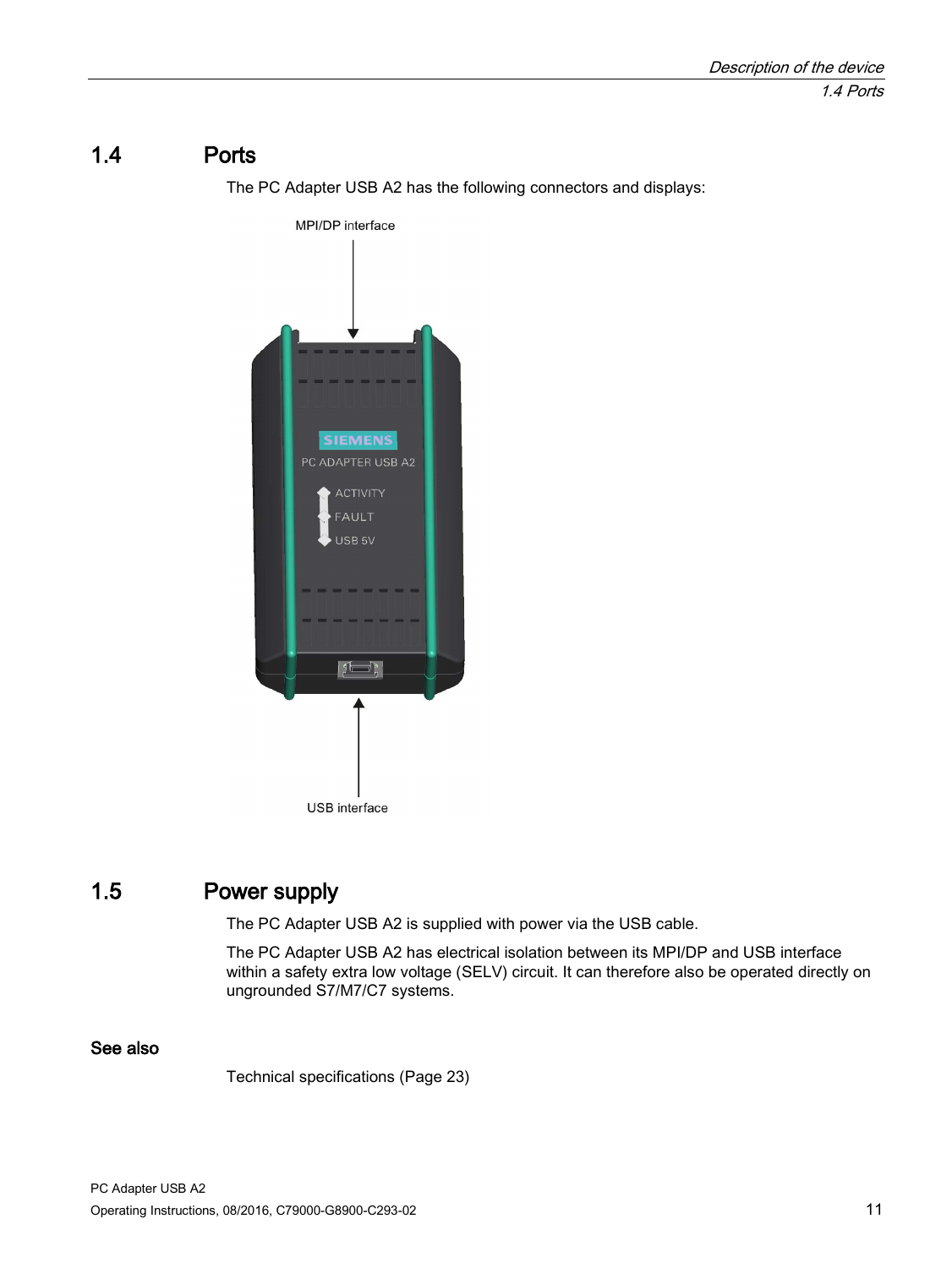## 1.4 Ports

The PC Adapter USB A2 has the following connectors and displays:

MPI/DP interface

USB interface

## 1.5 Power supply

The PC Adapter USB A2 is supplied with power via the USB cable.

The PC Adapter USB A2 has electrical isolation between its MPI/DP and USB interface within a safety extra low voltage (SELV) circuit. It can therefore also be operated directly on ungrounded S7/M7/C7 systems.

### See also

Technical specifications (Page 23)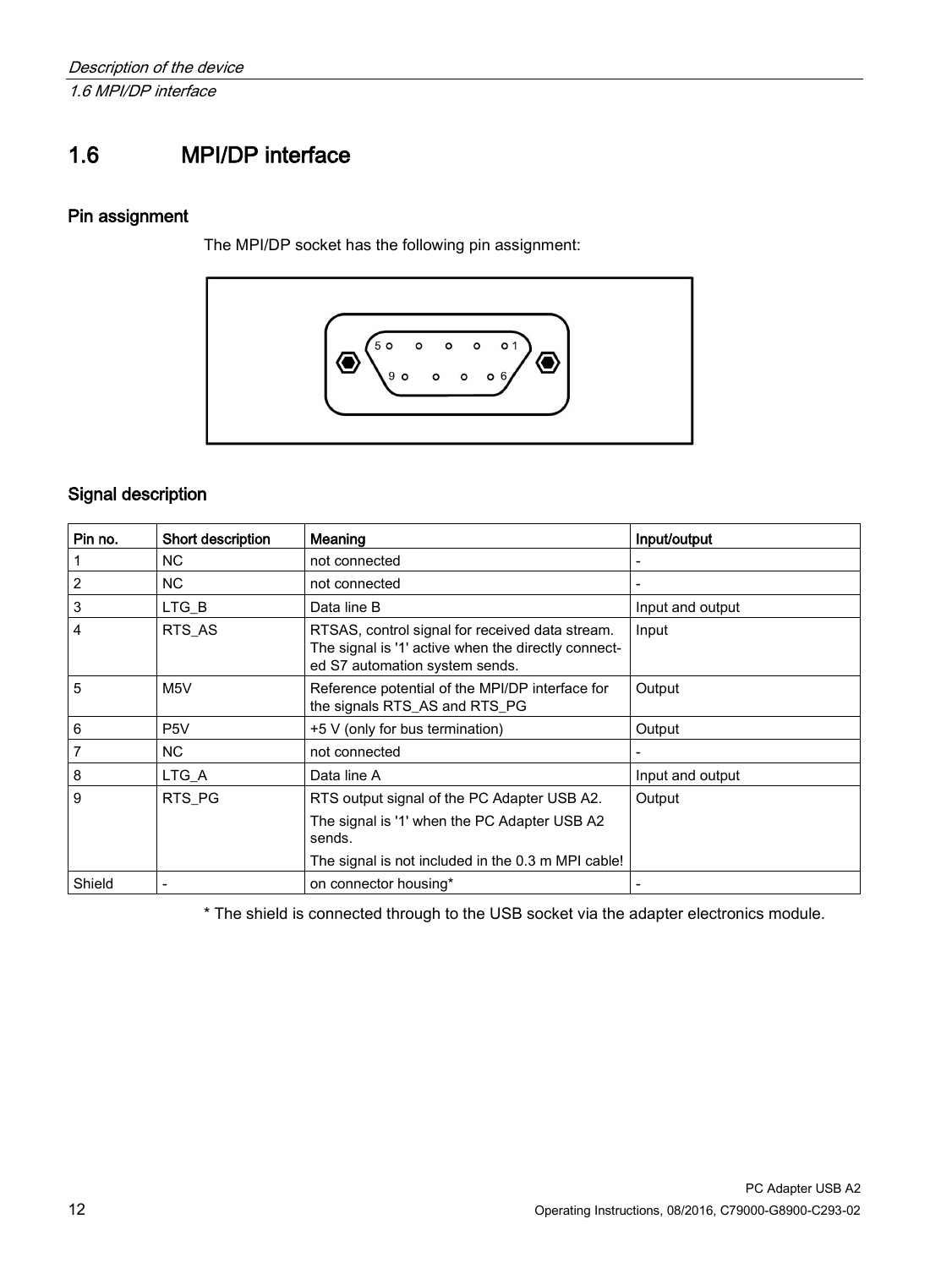# 1.6 MPI/DP interface

## Pin assignment

The MPI/DP socket has the following pin assignment:

## Signal description

| Pin no. | Short description | Meaning | Input/output |
|---|---|---|---|
| 1 | NC | not connected | - |
| 2 | NC | not connected | - |
| 3 | LTG_B | Data line B | Input and output |
| 4 | RTS_AS | RTSAS, control signal for received data stream. The signal is '1' active when the directly connected S7 automation system sends. | Input |
| 5 | M5V | Reference potential of the MPI/DP interface for the signals RTS_AS and RTS_PG | Output |
| 6 | P5V | +5 V (only for bus termination) | Output |
| 7 | NC | not connected | - |
| 8 | LTG_A | Data line A | Input and output |
| 9 | RTS_PG | RTS output signal of the PC Adapter USB A2. The signal is '1' when the PC Adapter USB A2 sends. The signal is not included in the 0.3 m MPI cable! | Output |
| Shield | - | on connector housing* | - |

* The shield is connected through to the USB socket via the adapter electronics module.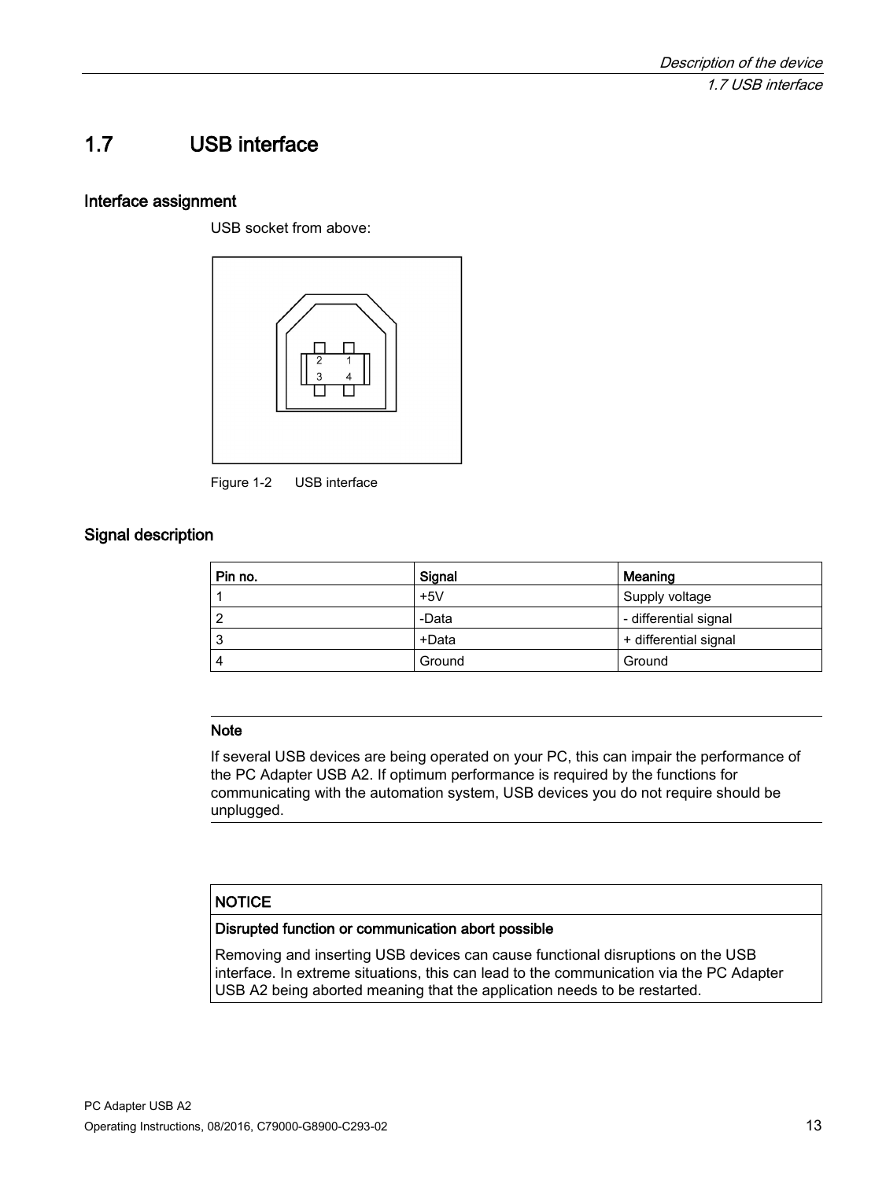## 1.7 USB interface

### Interface assignment

USB socket from above:

Figure 1-2 USB interface

### Signal description

| Pin no. | Signal | Meaning |
| --- | --- | --- |
| 1 | +5V | Supply voltage |
| 2 | -Data | - differential signal |
| 3 | +Data | + differential signal |
| 4 | Ground | Ground |

---

**Note**

If several USB devices are being operated on your PC, this can impair the performance of the PC Adapter USB A2. If optimum performance is required by the functions for communicating with the automation system, USB devices you do not require should be unplugged.

---

**NOTICE**

**Disrupted function or communication abort possible**

Removing and inserting USB devices can cause functional disruptions on the USB interface. In extreme situations, this can lead to the communication via the PC Adapter USB A2 being aborted meaning that the application needs to be restarted.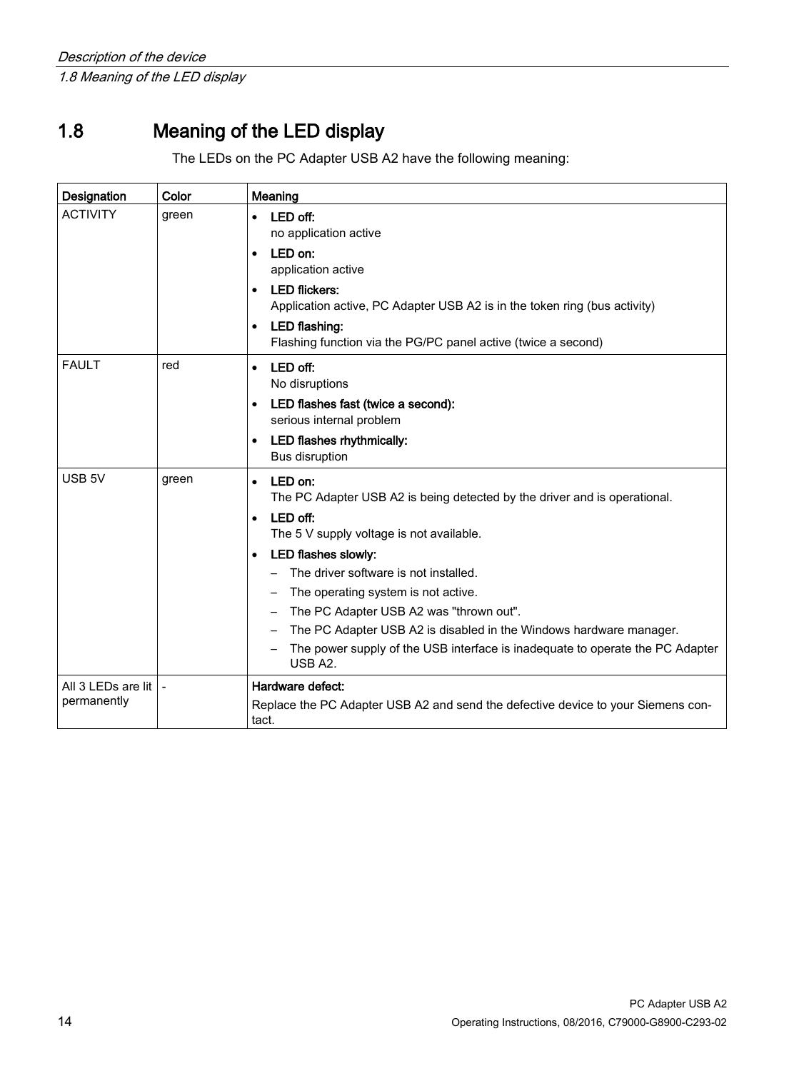## 1.8 Meaning of the LED display

The LEDs on the PC Adapter USB A2 have the following meaning:

| Designation | Color | Meaning |
|---|---|---|
| ACTIVITY | green | • **LED off:** no application active<br>• **LED on:** application active<br>• **LED flickers:** Application active, PC Adapter USB A2 is in the token ring (bus activity)<br>• **LED flashing:** Flashing function via the PG/PC panel active (twice a second) |
| FAULT | red | • **LED off:** No disruptions<br>• **LED flashes fast (twice a second):** serious internal problem<br>• **LED flashes rhythmically:** Bus disruption |
| USB 5V | green | • **LED on:** The PC Adapter USB A2 is being detected by the driver and is operational.<br>• **LED off:** The 5 V supply voltage is not available.<br>• **LED flashes slowly:**<br>– The driver software is not installed.<br>– The operating system is not active.<br>– The PC Adapter USB A2 was "thrown out".<br>– The PC Adapter USB A2 is disabled in the Windows hardware manager.<br>– The power supply of the USB interface is inadequate to operate the PC Adapter USB A2. |
| All 3 LEDs are lit permanently | - | **Hardware defect:**<br>Replace the PC Adapter USB A2 and send the defective device to your Siemens contact. |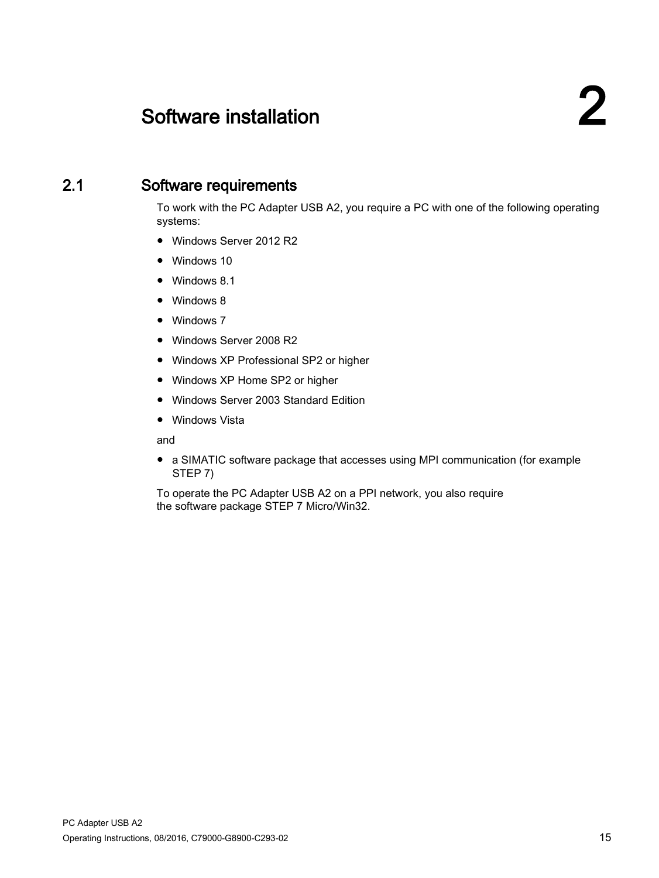# 2 Software installation

## 2.1 Software requirements

To work with the PC Adapter USB A2, you require a PC with one of the following operating systems:

- Windows Server 2012 R2
- Windows 10
- Windows 8.1
- Windows 8
- Windows 7
- Windows Server 2008 R2
- Windows XP Professional SP2 or higher
- Windows XP Home SP2 or higher
- Windows Server 2003 Standard Edition
- Windows Vista

and

- a SIMATIC software package that accesses using MPI communication (for example STEP 7)

To operate the PC Adapter USB A2 on a PPI network, you also require the software package STEP 7 Micro/Win32.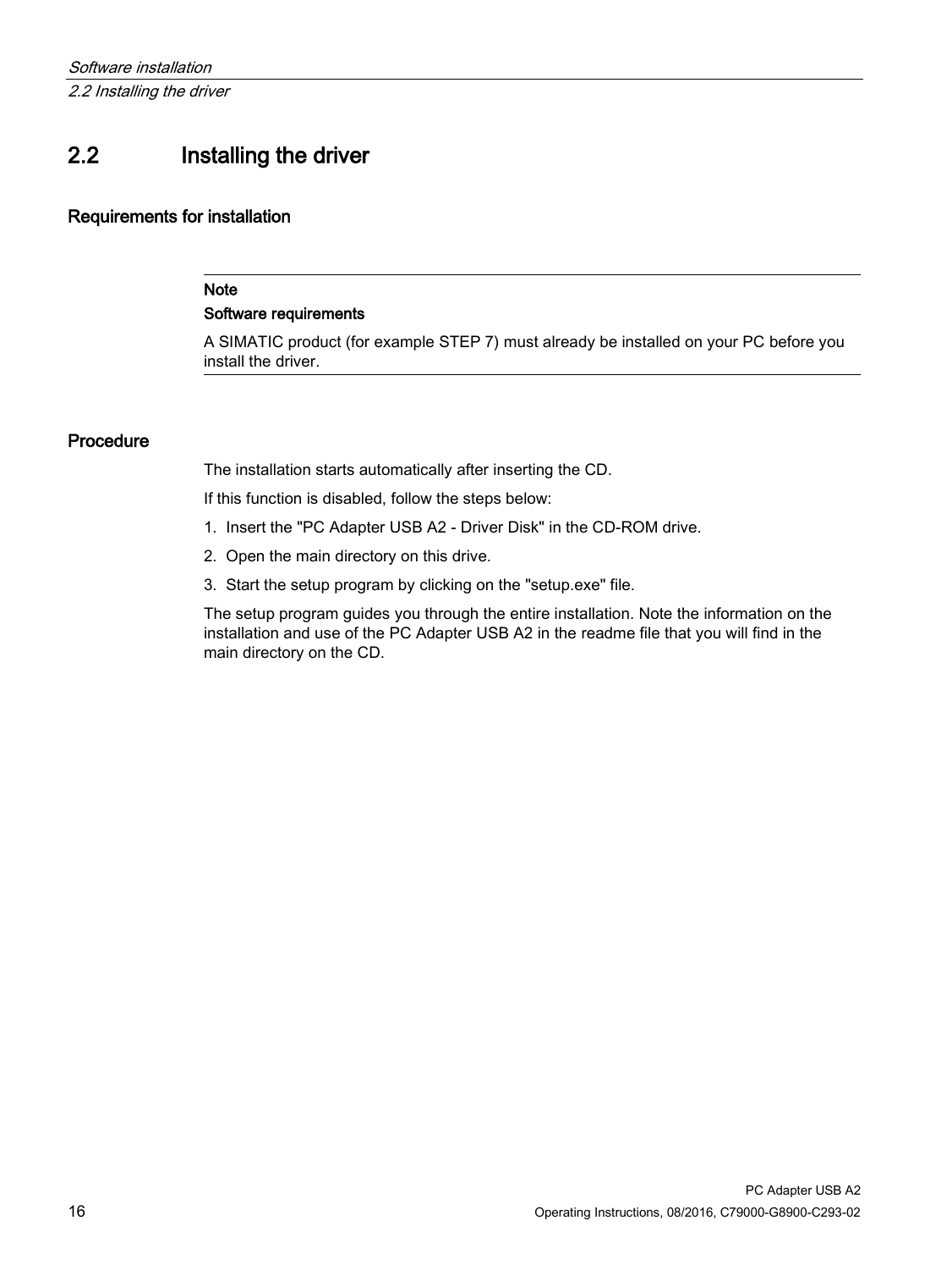## 2.2 Installing the driver

### Requirements for installation

---

**Note**

**Software requirements**

A SIMATIC product (for example STEP 7) must already be installed on your PC before you install the driver.

---

### Procedure

The installation starts automatically after inserting the CD.

If this function is disabled, follow the steps below:

1. Insert the "PC Adapter USB A2 - Driver Disk" in the CD-ROM drive.
2. Open the main directory on this drive.
3. Start the setup program by clicking on the "setup.exe" file.

The setup program guides you through the entire installation. Note the information on the installation and use of the PC Adapter USB A2 in the readme file that you will find in the main directory on the CD.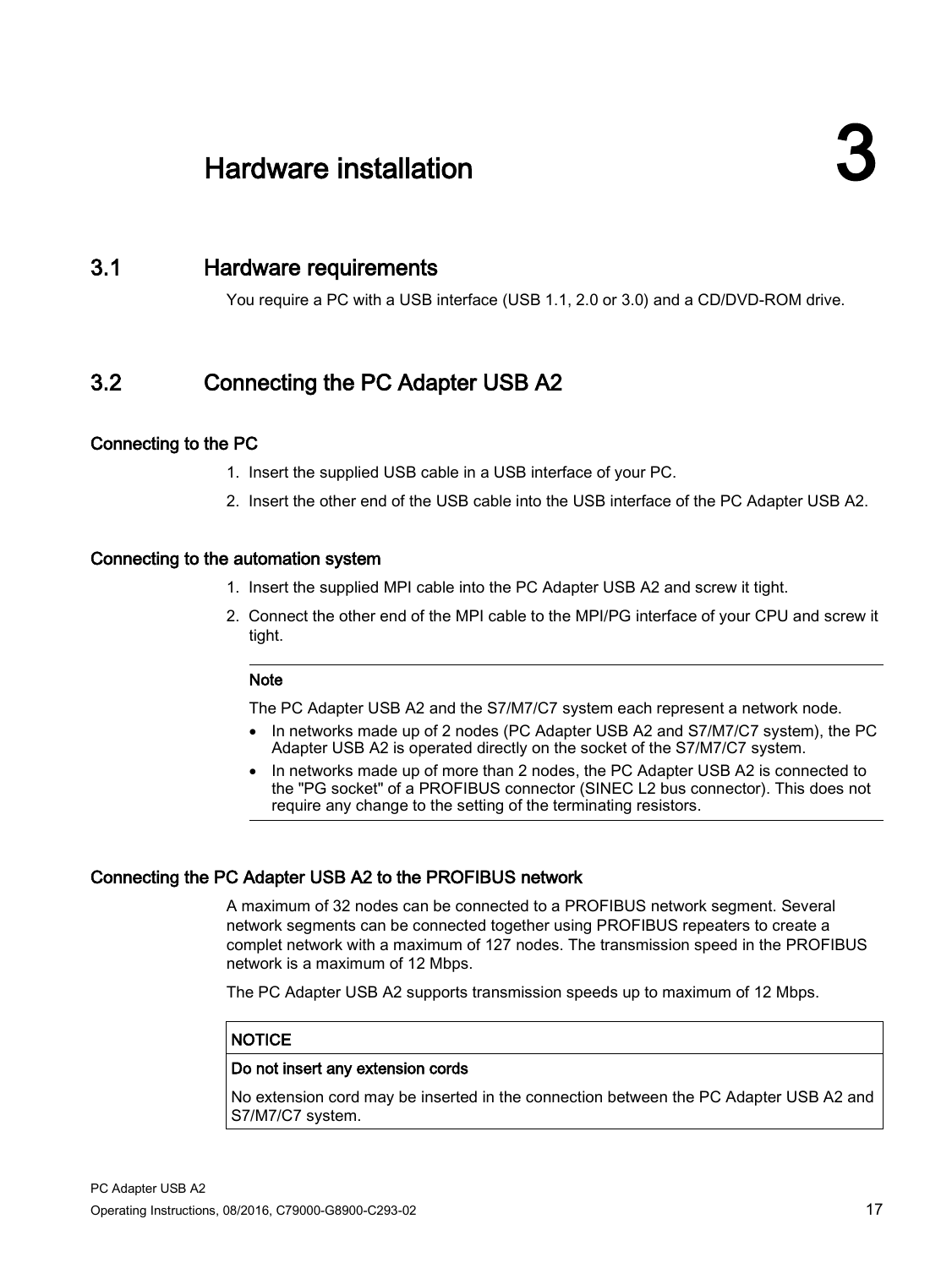# 3 Hardware installation

## 3.1 Hardware requirements

You require a PC with a USB interface (USB 1.1, 2.0 or 3.0) and a CD/DVD-ROM drive.

## 3.2 Connecting the PC Adapter USB A2

### Connecting to the PC

1. Insert the supplied USB cable in a USB interface of your PC.
2. Insert the other end of the USB cable into the USB interface of the PC Adapter USB A2.

### Connecting to the automation system

1. Insert the supplied MPI cable into the PC Adapter USB A2 and screw it tight.
2. Connect the other end of the MPI cable to the MPI/PG interface of your CPU and screw it tight.

> **Note**
>
> The PC Adapter USB A2 and the S7/M7/C7 system each represent a network node.
>
> - In networks made up of 2 nodes (PC Adapter USB A2 and S7/M7/C7 system), the PC Adapter USB A2 is operated directly on the socket of the S7/M7/C7 system.
> - In networks made up of more than 2 nodes, the PC Adapter USB A2 is connected to the "PG socket" of a PROFIBUS connector (SINEC L2 bus connector). This does not require any change to the setting of the terminating resistors.

### Connecting the PC Adapter USB A2 to the PROFIBUS network

A maximum of 32 nodes can be connected to a PROFIBUS network segment. Several network segments can be connected together using PROFIBUS repeaters to create a complet network with a maximum of 127 nodes. The transmission speed in the PROFIBUS network is a maximum of 12 Mbps.

The PC Adapter USB A2 supports transmission speeds up to maximum of 12 Mbps.

> **NOTICE**
>
> **Do not insert any extension cords**
>
> No extension cord may be inserted in the connection between the PC Adapter USB A2 and S7/M7/C7 system.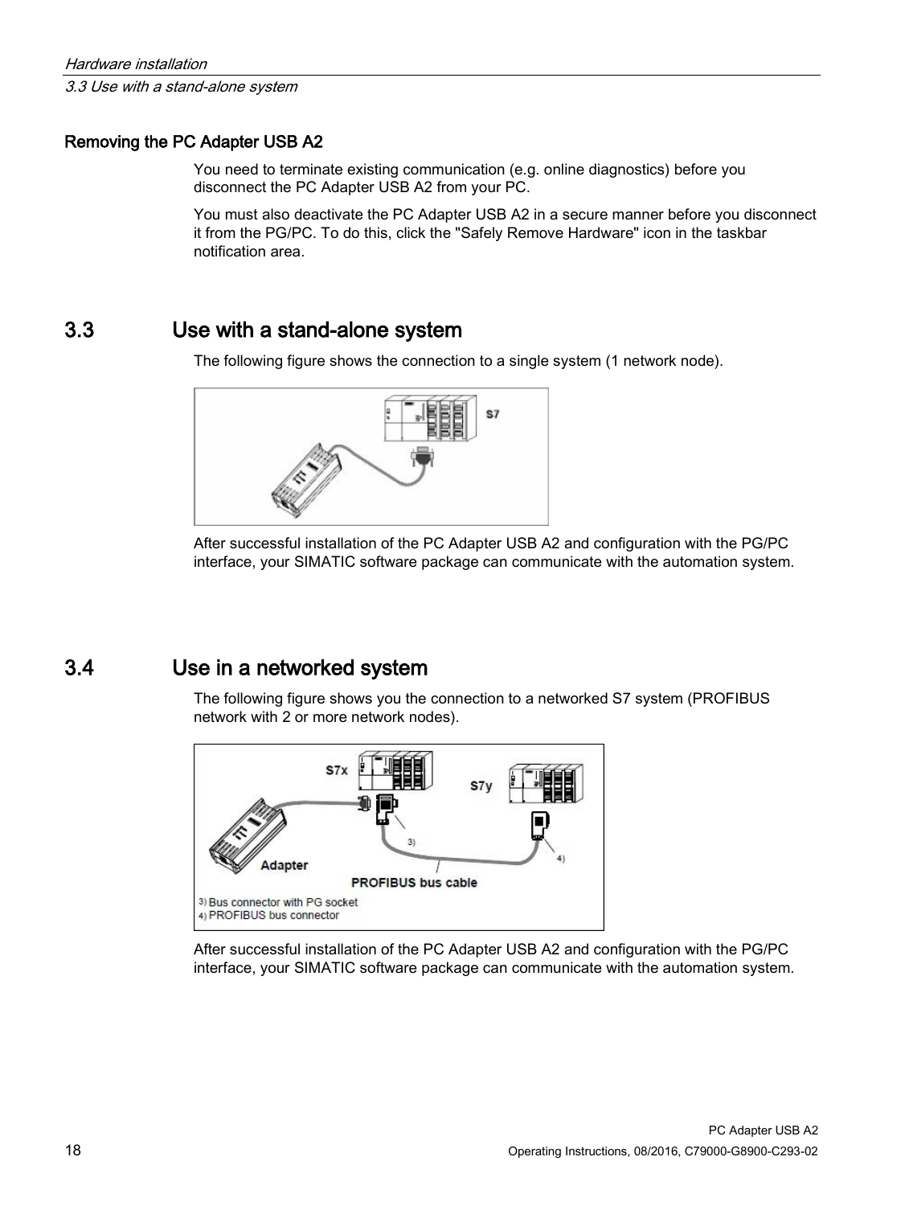### Removing the PC Adapter USB A2

You need to terminate existing communication (e.g. online diagnostics) before you disconnect the PC Adapter USB A2 from your PC.

You must also deactivate the PC Adapter USB A2 in a secure manner before you disconnect it from the PG/PC. To do this, click the "Safely Remove Hardware" icon in the taskbar notification area.

## 3.3 Use with a stand-alone system

The following figure shows the connection to a single system (1 network node).

After successful installation of the PC Adapter USB A2 and configuration with the PG/PC interface, your SIMATIC software package can communicate with the automation system.

## 3.4 Use in a networked system

The following figure shows you the connection to a networked S7 system (PROFIBUS network with 2 or more network nodes).

After successful installation of the PC Adapter USB A2 and configuration with the PG/PC interface, your SIMATIC software package can communicate with the automation system.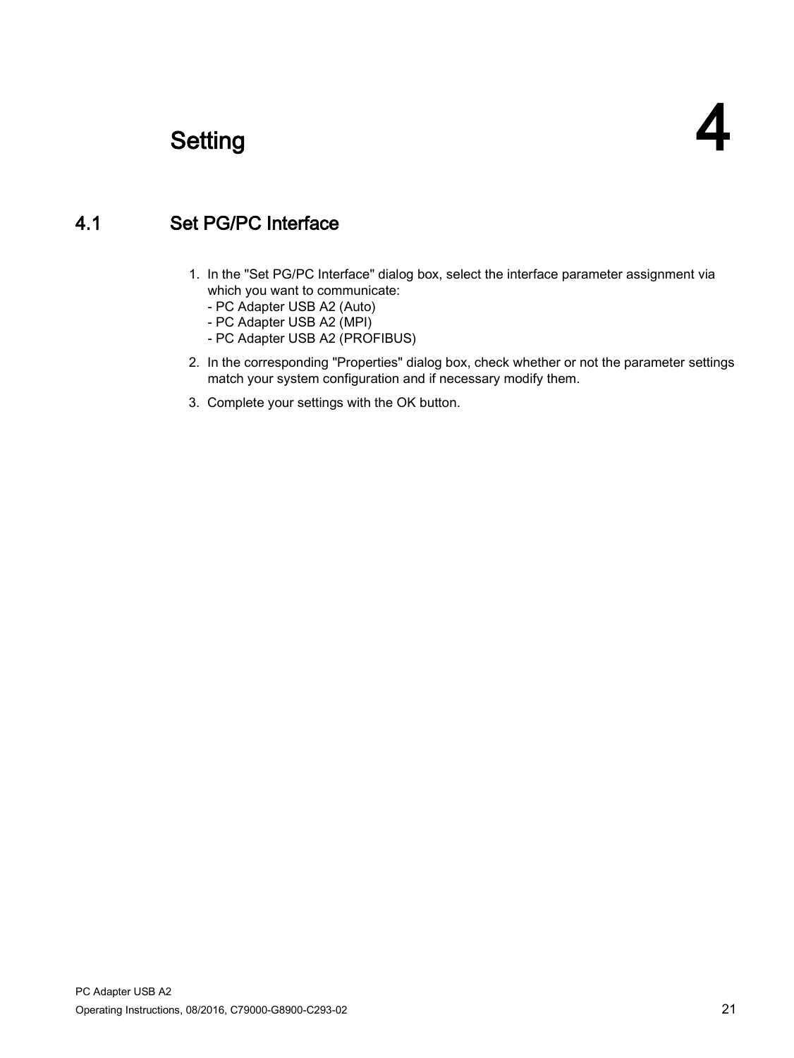# 4 Setting

## 4.1 Set PG/PC Interface

1. In the "Set PG/PC Interface" dialog box, select the interface parameter assignment via which you want to communicate:
   - PC Adapter USB A2 (Auto)
   - PC Adapter USB A2 (MPI)
   - PC Adapter USB A2 (PROFIBUS)
2. In the corresponding "Properties" dialog box, check whether or not the parameter settings match your system configuration and if necessary modify them.
3. Complete your settings with the OK button.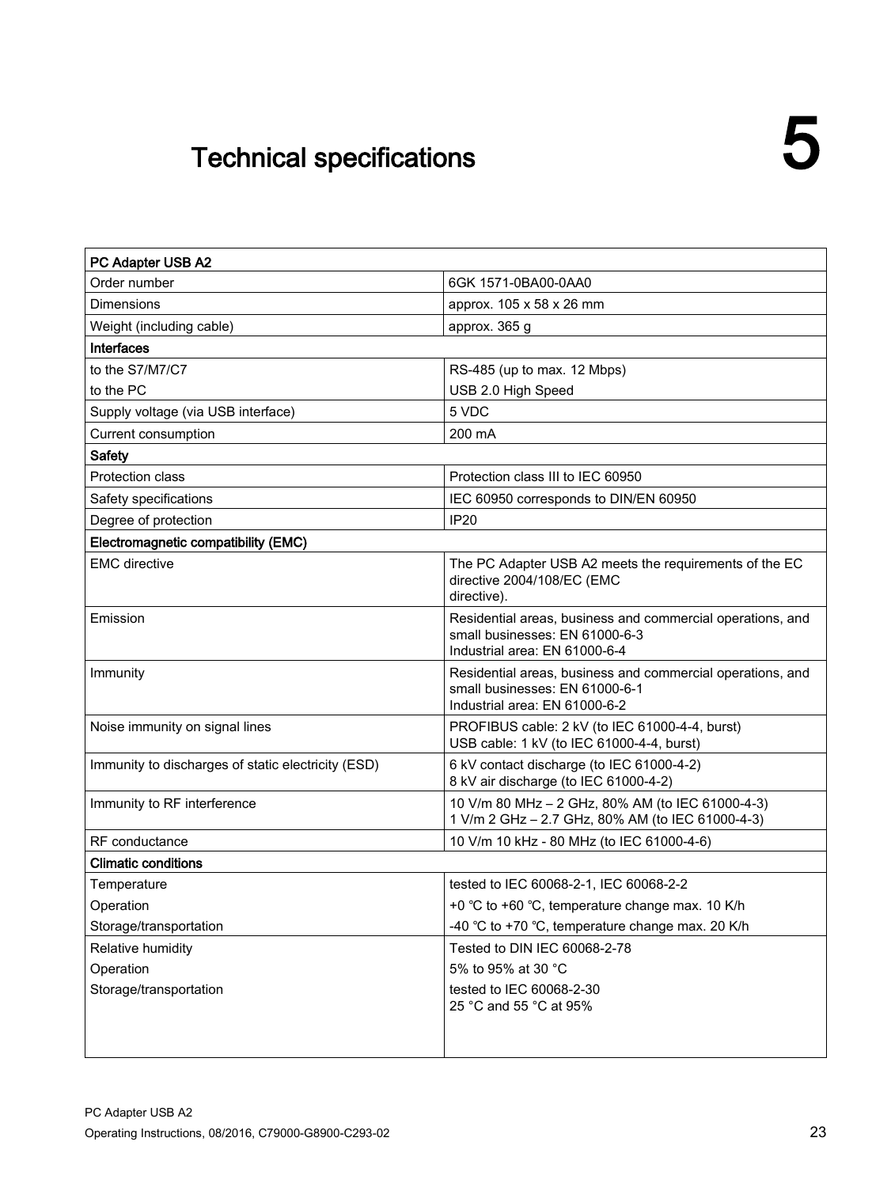# 5 Technical specifications

| PC Adapter USB A2 | |
|---|---|
| Order number | 6GK 1571-0BA00-0AA0 |
| Dimensions | approx. 105 x 58 x 26 mm |
| Weight (including cable) | approx. 365 g |
| **Interfaces** | |
| to the S7/M7/C7<br>to the PC | RS-485 (up to max. 12 Mbps)<br>USB 2.0 High Speed |
| Supply voltage (via USB interface) | 5 VDC |
| Current consumption | 200 mA |
| **Safety** | |
| Protection class | Protection class III to IEC 60950 |
| Safety specifications | IEC 60950 corresponds to DIN/EN 60950 |
| Degree of protection | IP20 |
| **Electromagnetic compatibility (EMC)** | |
| EMC directive | The PC Adapter USB A2 meets the requirements of the EC directive 2004/108/EC (EMC directive). |
| Emission | Residential areas, business and commercial operations, and small businesses: EN 61000-6-3<br>Industrial area: EN 61000-6-4 |
| Immunity | Residential areas, business and commercial operations, and small businesses: EN 61000-6-1<br>Industrial area: EN 61000-6-2 |
| Noise immunity on signal lines | PROFIBUS cable: 2 kV (to IEC 61000-4-4, burst)<br>USB cable: 1 kV (to IEC 61000-4-4, burst) |
| Immunity to discharges of static electricity (ESD) | 6 kV contact discharge (to IEC 61000-4-2)<br>8 kV air discharge (to IEC 61000-4-2) |
| Immunity to RF interference | 10 V/m 80 MHz – 2 GHz, 80% AM (to IEC 61000-4-3)<br>1 V/m 2 GHz – 2.7 GHz, 80% AM (to IEC 61000-4-3) |
| RF conductance | 10 V/m 10 kHz - 80 MHz (to IEC 61000-4-6) |
| **Climatic conditions** | |
| Temperature<br>Operation<br>Storage/transportation | tested to IEC 60068-2-1, IEC 60068-2-2<br>+0 ℃ to +60 ℃, temperature change max. 10 K/h<br>-40 ℃ to +70 ℃, temperature change max. 20 K/h |
| Relative humidity<br>Operation<br>Storage/transportation | Tested to DIN IEC 60068-2-78<br>5% to 95% at 30 °C<br>tested to IEC 60068-2-30<br>25 °C and 55 °C at 95% |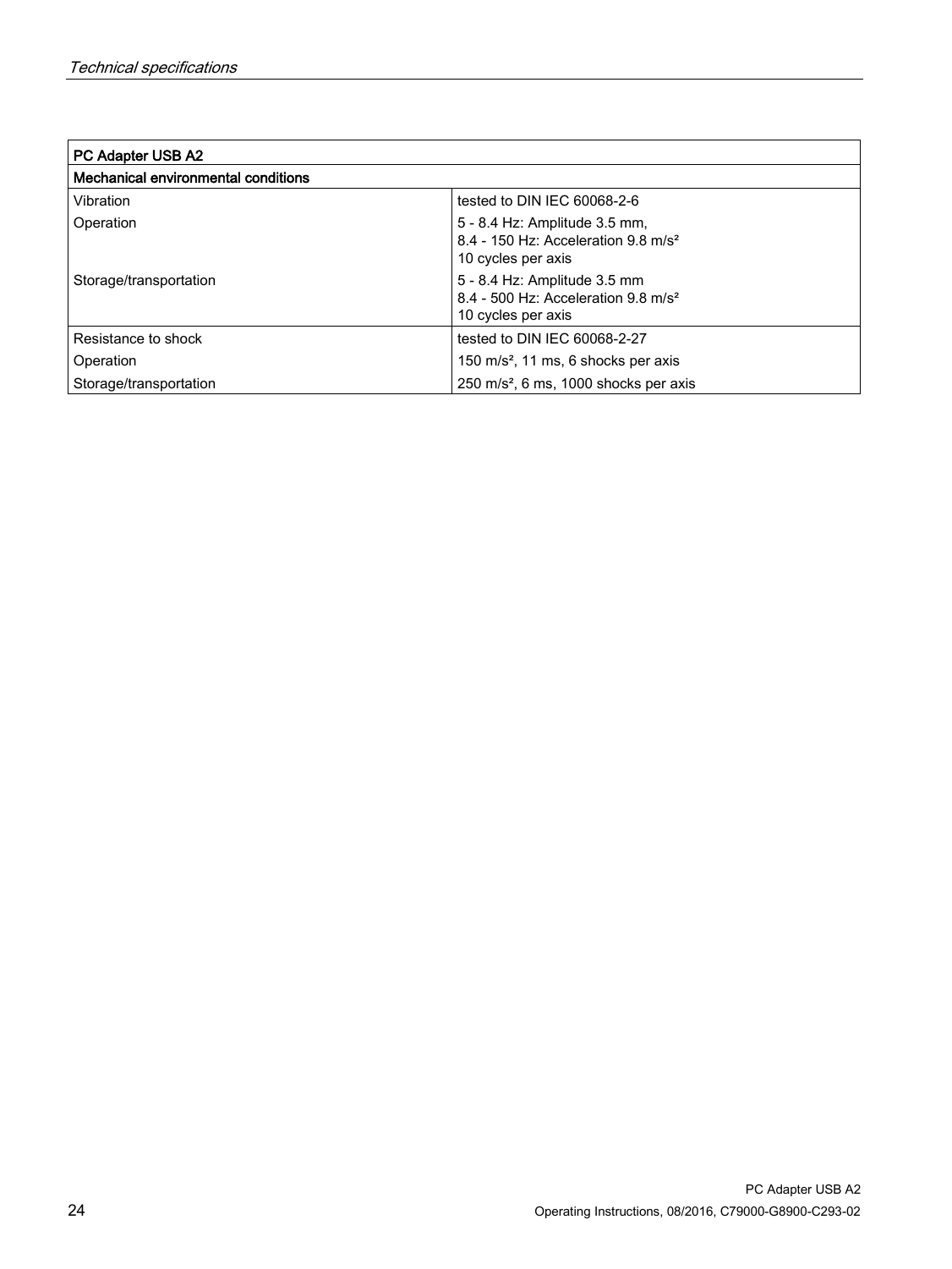| PC Adapter USB A2 | |
|---|---|
| **Mechanical environmental conditions** | |
| Vibration | tested to DIN IEC 60068-2-6 |
| Operation | 5 - 8.4 Hz: Amplitude 3.5 mm,<br>8.4 - 150 Hz: Acceleration 9.8 $m/s^2$<br>10 cycles per axis |
| Storage/transportation | 5 - 8.4 Hz: Amplitude 3.5 mm<br>8.4 - 500 Hz: Acceleration 9.8 $m/s^2$<br>10 cycles per axis |
| Resistance to shock | tested to DIN IEC 60068-2-27 |
| Operation | 150 $m/s^2$, 11 ms, 6 shocks per axis |
| Storage/transportation | 250 $m/s^2$, 6 ms, 1000 shocks per axis |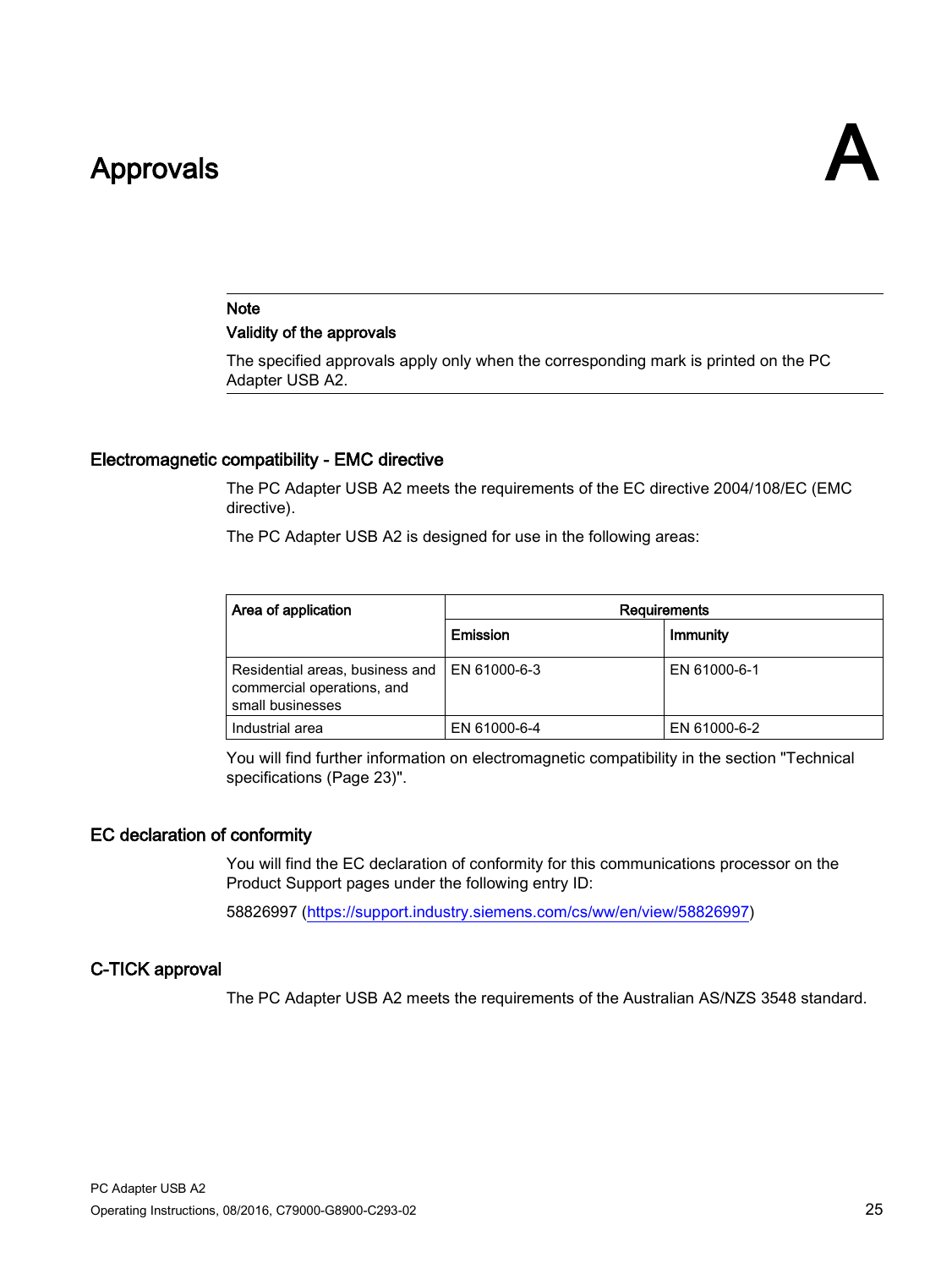# A Approvals

> **Note**
>
> **Validity of the approvals**
>
> The specified approvals apply only when the corresponding mark is printed on the PC Adapter USB A2.

## Electromagnetic compatibility - EMC directive

The PC Adapter USB A2 meets the requirements of the EC directive 2004/108/EC (EMC directive).

The PC Adapter USB A2 is designed for use in the following areas:

| Area of application | Requirements | |
|---|---|---|
| | Emission | Immunity |
| Residential areas, business and commercial operations, and small businesses | EN 61000-6-3 | EN 61000-6-1 |
| Industrial area | EN 61000-6-4 | EN 61000-6-2 |

You will find further information on electromagnetic compatibility in the section "Technical specifications (Page 23)".

## EC declaration of conformity

You will find the EC declaration of conformity for this communications processor on the Product Support pages under the following entry ID:

58826997 (https://support.industry.siemens.com/cs/ww/en/view/58826997)

## C-TICK approval

The PC Adapter USB A2 meets the requirements of the Australian AS/NZS 3548 standard.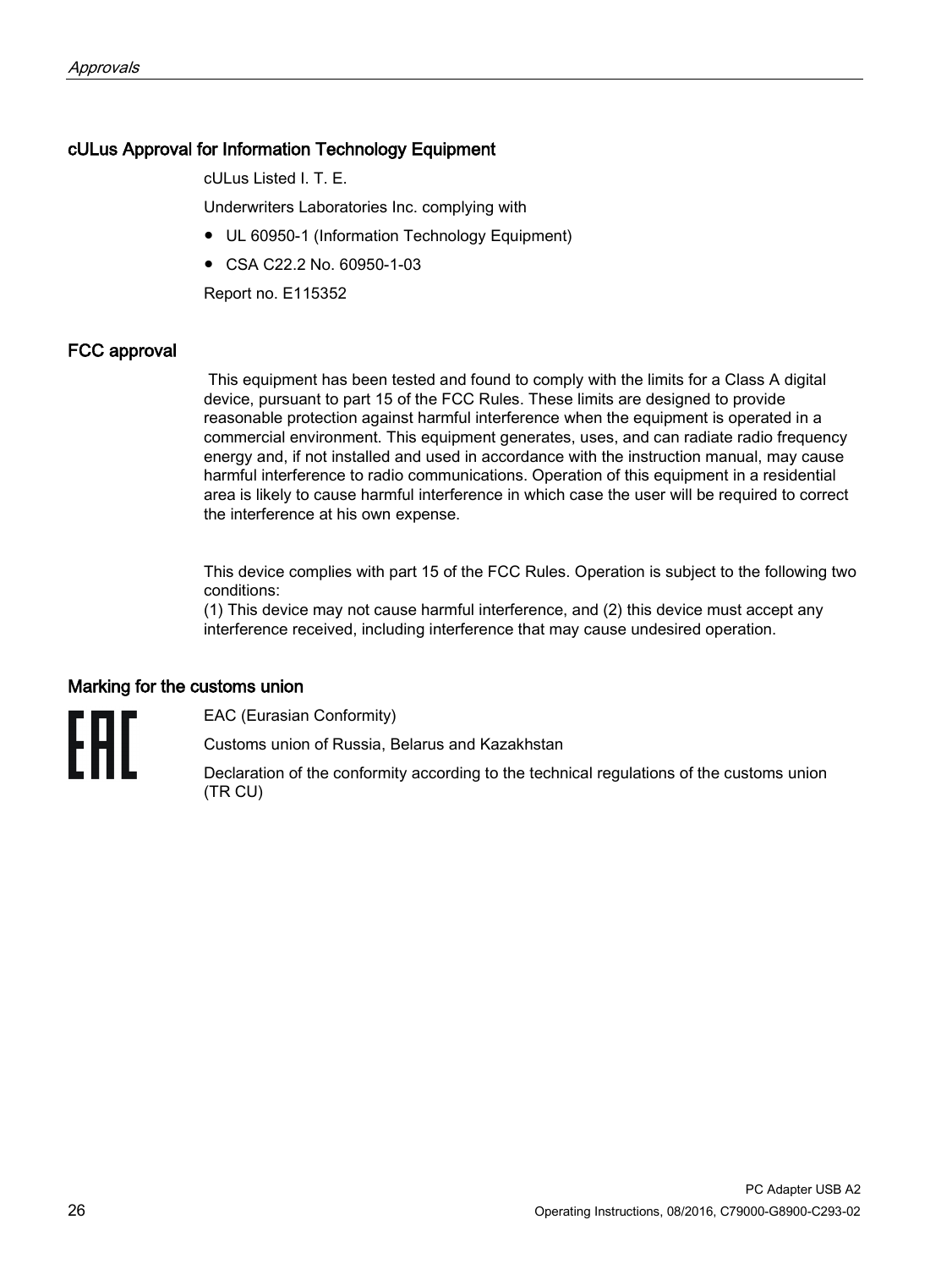## cULus Approval for Information Technology Equipment

cULus Listed I. T. E.

Underwriters Laboratories Inc. complying with

- UL 60950-1 (Information Technology Equipment)
- CSA C22.2 No. 60950-1-03

Report no. E115352

## FCC approval

This equipment has been tested and found to comply with the limits for a Class A digital device, pursuant to part 15 of the FCC Rules. These limits are designed to provide reasonable protection against harmful interference when the equipment is operated in a commercial environment. This equipment generates, uses, and can radiate radio frequency energy and, if not installed and used in accordance with the instruction manual, may cause harmful interference to radio communications. Operation of this equipment in a residential area is likely to cause harmful interference in which case the user will be required to correct the interference at his own expense.

This device complies with part 15 of the FCC Rules. Operation is subject to the following two conditions:
(1) This device may not cause harmful interference, and (2) this device must accept any interference received, including interference that may cause undesired operation.

## Marking for the customs union

EAC (Eurasian Conformity)

Customs union of Russia, Belarus and Kazakhstan

Declaration of the conformity according to the technical regulations of the customs union (TR CU)